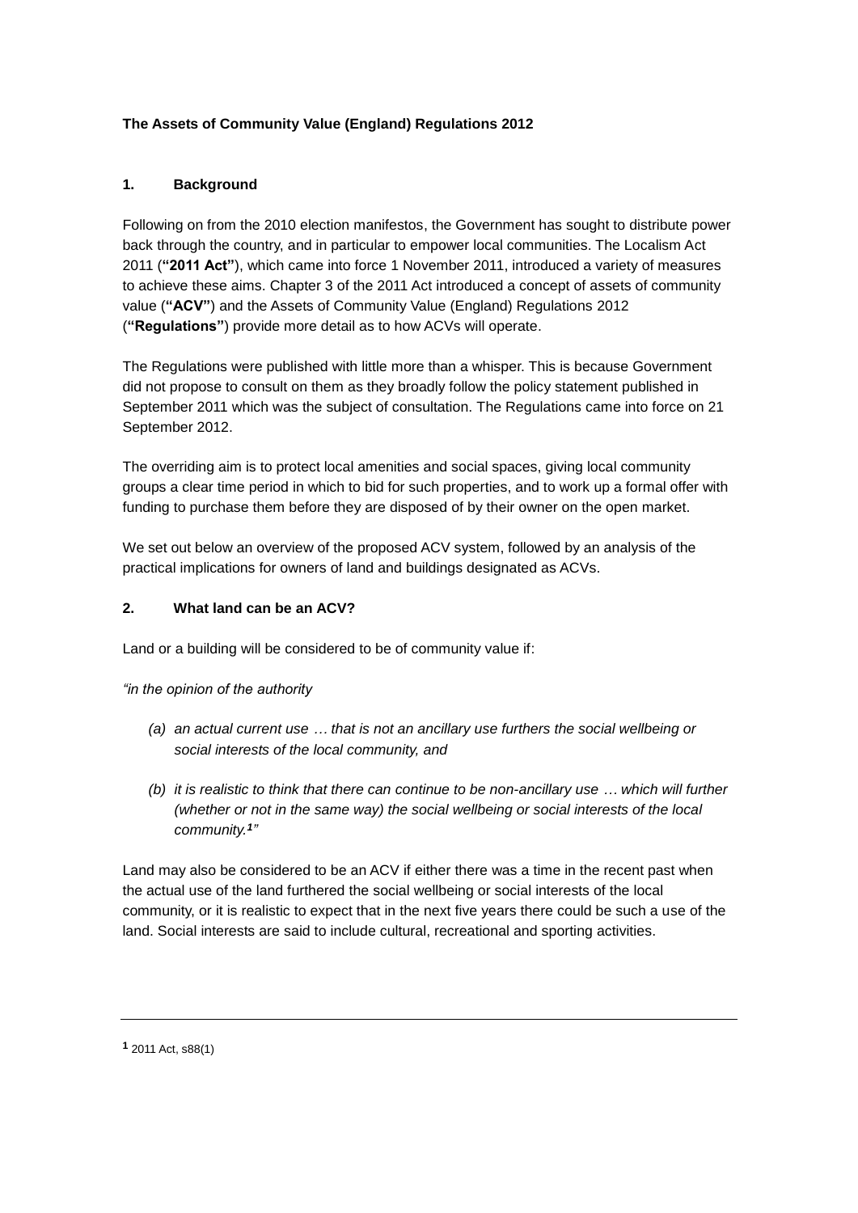**The Assets of Community Value (England) Regulations 2012**

## 1. Background

Following on from the 2010 election manifestos, the Government has sought to distribute power back through the country, and in particular to empower local communities. The Localism Act 2011 (**"2011 Act"**), which came into force 1 November 2011, introduced a variety of measures to achieve these aims. Chapter 3 of the 2011 Act introduced a concept of assets of community value (**"ACV"**) and the Assets of Community Value (England) Regulations 2012 (**"Regulations"**) provide more detail as to how ACVs will operate.

The Regulations were published with little more than a whisper. This is because Government did not propose to consult on them as they broadly follow the policy statement published in September 2011 which was the subject of consultation. The Regulations came into force on 21 September 2012.

The overriding aim is to protect local amenities and social spaces, giving local community groups a clear time period in which to bid for such properties, and to work up a formal offer with funding to purchase them before they are disposed of by their owner on the open market.

We set out below an overview of the proposed ACV system, followed by an analysis of the practical implications for owners of land and buildings designated as ACVs.

## 2. What land can be an ACV?

Land or a building will be considered to be of community value if:

*"in the opinion of the authority*

- *(a) an actual current use … that is not an ancillary use furthers the social wellbeing or social interests of the local community, and*
- *(b) it is realistic to think that there can continue to be non-ancillary use … which will further (whether or not in the same way) the social wellbeing or social interests of the local community.[1]"*

Land may also be considered to be an ACV if either there was a time in the recent past when the actual use of the land furthered the social wellbeing or social interests of the local community, or it is realistic to expect that in the next five years there could be such a use of the land. Social interests are said to include cultural, recreational and sporting activities.

---

[1] 2011 Act, s88(1)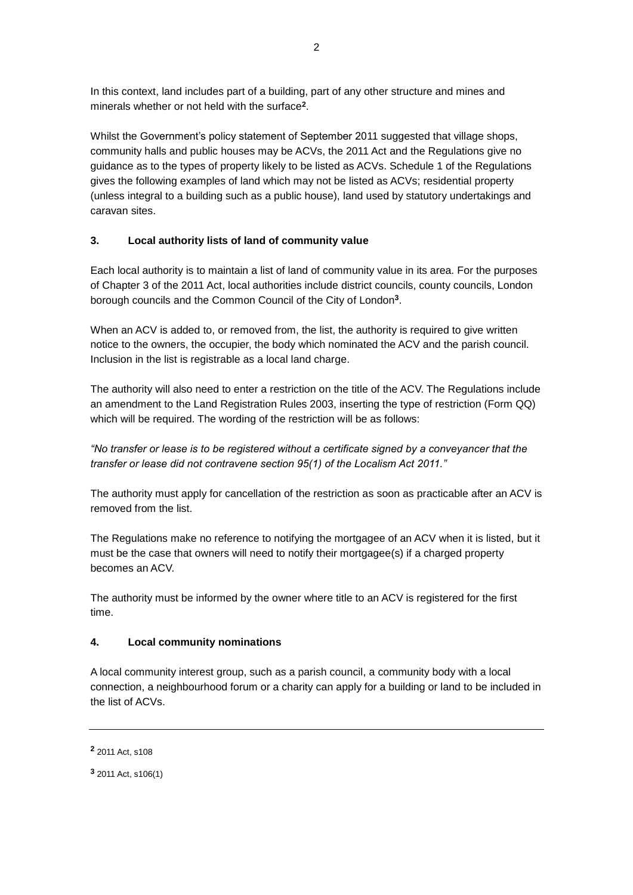In this context, land includes part of a building, part of any other structure and mines and minerals whether or not held with the surface[2].

Whilst the Government's policy statement of September 2011 suggested that village shops, community halls and public houses may be ACVs, the 2011 Act and the Regulations give no guidance as to the types of property likely to be listed as ACVs. Schedule 1 of the Regulations gives the following examples of land which may not be listed as ACVs; residential property (unless integral to a building such as a public house), land used by statutory undertakings and caravan sites.

## 3. Local authority lists of land of community value

Each local authority is to maintain a list of land of community value in its area. For the purposes of Chapter 3 of the 2011 Act, local authorities include district councils, county councils, London borough councils and the Common Council of the City of London[3].

When an ACV is added to, or removed from, the list, the authority is required to give written notice to the owners, the occupier, the body which nominated the ACV and the parish council. Inclusion in the list is registrable as a local land charge.

The authority will also need to enter a restriction on the title of the ACV. The Regulations include an amendment to the Land Registration Rules 2003, inserting the type of restriction (Form QQ) which will be required. The wording of the restriction will be as follows:

*"No transfer or lease is to be registered without a certificate signed by a conveyancer that the transfer or lease did not contravene section 95(1) of the Localism Act 2011."*

The authority must apply for cancellation of the restriction as soon as practicable after an ACV is removed from the list.

The Regulations make no reference to notifying the mortgagee of an ACV when it is listed, but it must be the case that owners will need to notify their mortgagee(s) if a charged property becomes an ACV.

The authority must be informed by the owner where title to an ACV is registered for the first time.

## 4. Local community nominations

A local community interest group, such as a parish council, a community body with a local connection, a neighbourhood forum or a charity can apply for a building or land to be included in the list of ACVs.

---

[2] 2011 Act, s108

[3] 2011 Act, s106(1)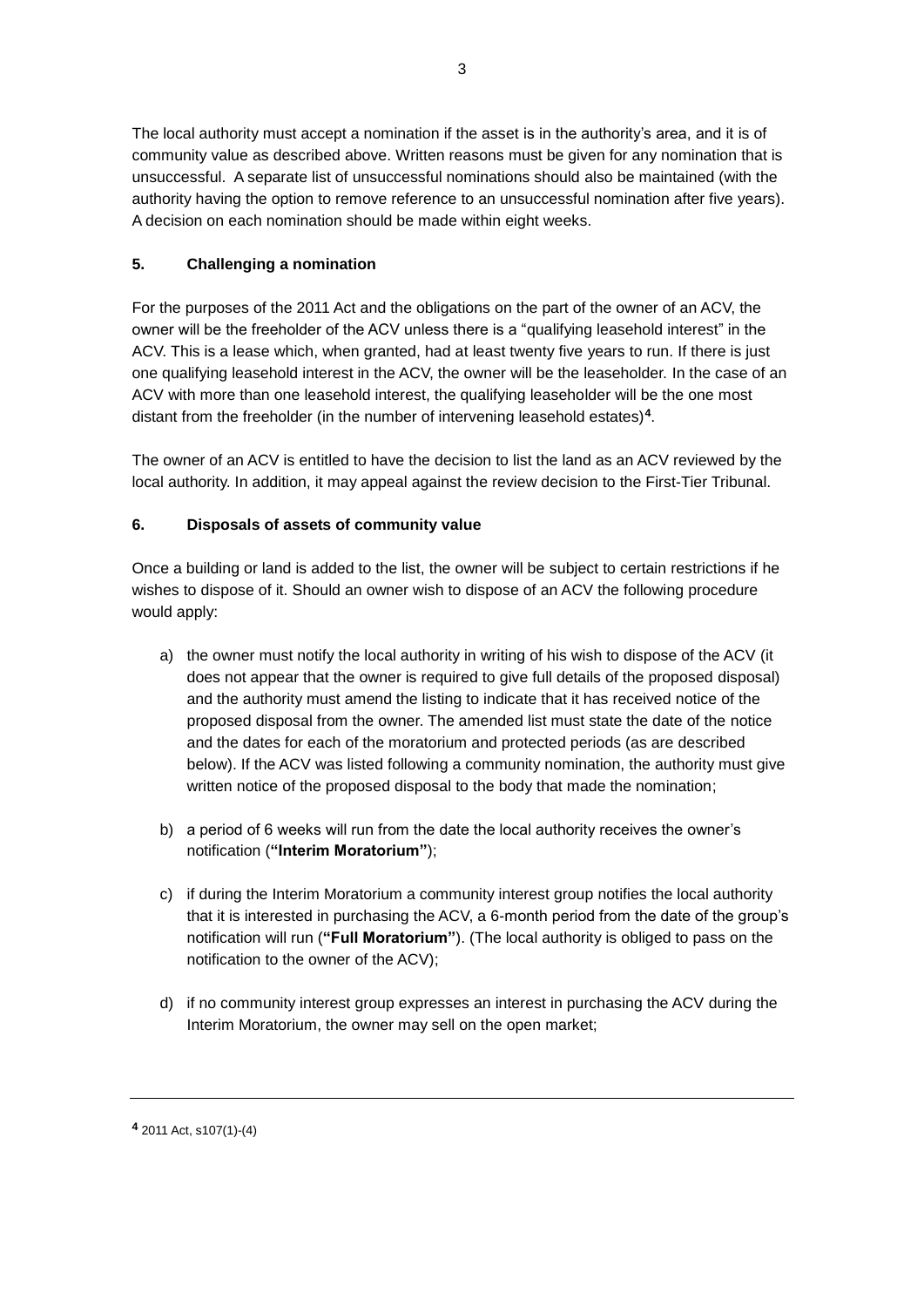The local authority must accept a nomination if the asset is in the authority's area, and it is of community value as described above. Written reasons must be given for any nomination that is unsuccessful. A separate list of unsuccessful nominations should also be maintained (with the authority having the option to remove reference to an unsuccessful nomination after five years). A decision on each nomination should be made within eight weeks.

## 5. Challenging a nomination

For the purposes of the 2011 Act and the obligations on the part of the owner of an ACV, the owner will be the freeholder of the ACV unless there is a "qualifying leasehold interest" in the ACV. This is a lease which, when granted, had at least twenty five years to run. If there is just one qualifying leasehold interest in the ACV, the owner will be the leaseholder. In the case of an ACV with more than one leasehold interest, the qualifying leaseholder will be the one most distant from the freeholder (in the number of intervening leasehold estates)[4].

The owner of an ACV is entitled to have the decision to list the land as an ACV reviewed by the local authority. In addition, it may appeal against the review decision to the First-Tier Tribunal.

## 6. Disposals of assets of community value

Once a building or land is added to the list, the owner will be subject to certain restrictions if he wishes to dispose of it. Should an owner wish to dispose of an ACV the following procedure would apply:

a) the owner must notify the local authority in writing of his wish to dispose of the ACV (it does not appear that the owner is required to give full details of the proposed disposal) and the authority must amend the listing to indicate that it has received notice of the proposed disposal from the owner. The amended list must state the date of the notice and the dates for each of the moratorium and protected periods (as are described below). If the ACV was listed following a community nomination, the authority must give written notice of the proposed disposal to the body that made the nomination;

b) a period of 6 weeks will run from the date the local authority receives the owner's notification (**"Interim Moratorium"**);

c) if during the Interim Moratorium a community interest group notifies the local authority that it is interested in purchasing the ACV, a 6-month period from the date of the group's notification will run (**"Full Moratorium"**). (The local authority is obliged to pass on the notification to the owner of the ACV);

d) if no community interest group expresses an interest in purchasing the ACV during the Interim Moratorium, the owner may sell on the open market;

---

[4] 2011 Act, s107(1)-(4)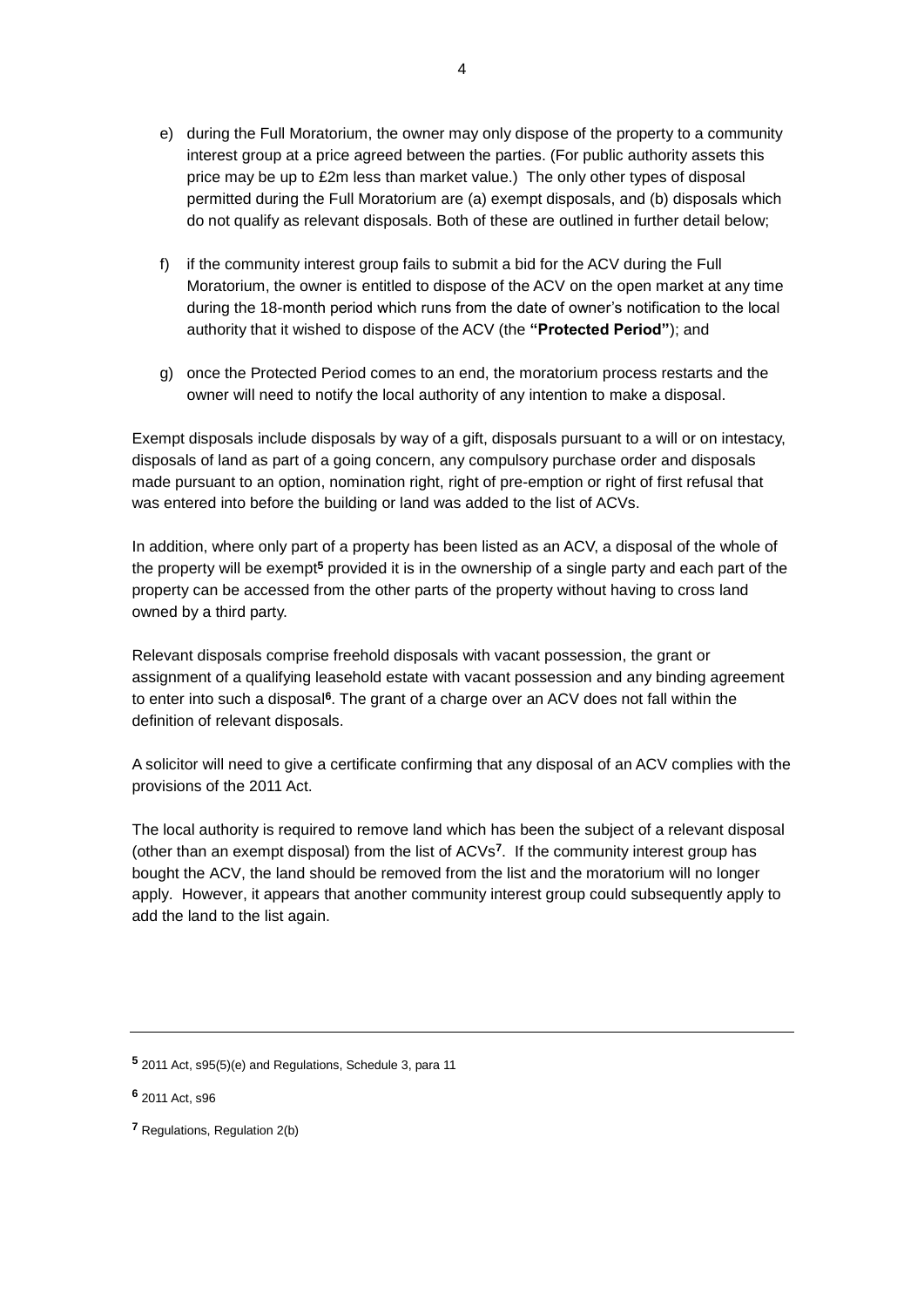e) during the Full Moratorium, the owner may only dispose of the property to a community interest group at a price agreed between the parties. (For public authority assets this price may be up to £2m less than market value.) The only other types of disposal permitted during the Full Moratorium are (a) exempt disposals, and (b) disposals which do not qualify as relevant disposals. Both of these are outlined in further detail below;

f) if the community interest group fails to submit a bid for the ACV during the Full Moratorium, the owner is entitled to dispose of the ACV on the open market at any time during the 18-month period which runs from the date of owner's notification to the local authority that it wished to dispose of the ACV (the **"Protected Period"**); and

g) once the Protected Period comes to an end, the moratorium process restarts and the owner will need to notify the local authority of any intention to make a disposal.

Exempt disposals include disposals by way of a gift, disposals pursuant to a will or on intestacy, disposals of land as part of a going concern, any compulsory purchase order and disposals made pursuant to an option, nomination right, right of pre-emption or right of first refusal that was entered into before the building or land was added to the list of ACVs.

In addition, where only part of a property has been listed as an ACV, a disposal of the whole of the property will be exempt[5] provided it is in the ownership of a single party and each part of the property can be accessed from the other parts of the property without having to cross land owned by a third party.

Relevant disposals comprise freehold disposals with vacant possession, the grant or assignment of a qualifying leasehold estate with vacant possession and any binding agreement to enter into such a disposal[6]. The grant of a charge over an ACV does not fall within the definition of relevant disposals.

A solicitor will need to give a certificate confirming that any disposal of an ACV complies with the provisions of the 2011 Act.

The local authority is required to remove land which has been the subject of a relevant disposal (other than an exempt disposal) from the list of ACVs[7]. If the community interest group has bought the ACV, the land should be removed from the list and the moratorium will no longer apply. However, it appears that another community interest group could subsequently apply to add the land to the list again.

---

[5] 2011 Act, s95(5)(e) and Regulations, Schedule 3, para 11

[6] 2011 Act, s96

[7] Regulations, Regulation 2(b)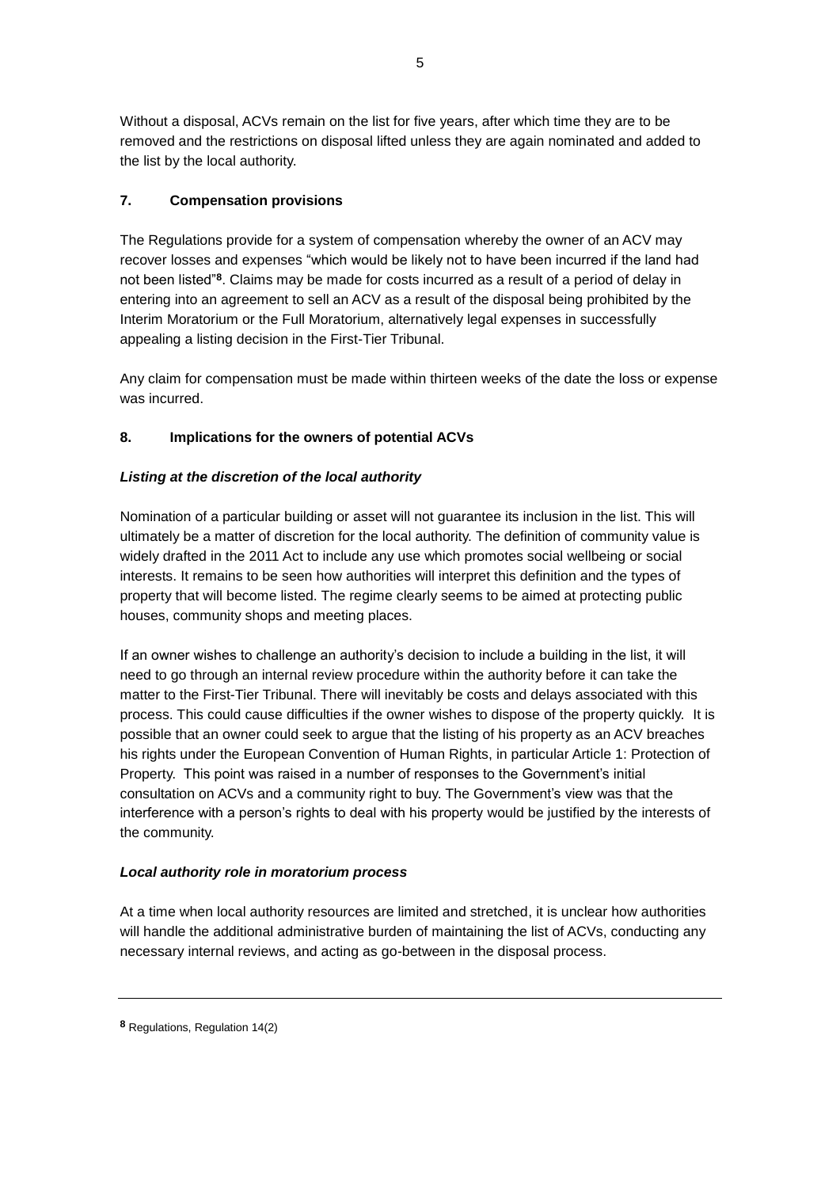Without a disposal, ACVs remain on the list for five years, after which time they are to be removed and the restrictions on disposal lifted unless they are again nominated and added to the list by the local authority.

## 7. Compensation provisions

The Regulations provide for a system of compensation whereby the owner of an ACV may recover losses and expenses "which would be likely not to have been incurred if the land had not been listed"[8]. Claims may be made for costs incurred as a result of a period of delay in entering into an agreement to sell an ACV as a result of the disposal being prohibited by the Interim Moratorium or the Full Moratorium, alternatively legal expenses in successfully appealing a listing decision in the First-Tier Tribunal.

Any claim for compensation must be made within thirteen weeks of the date the loss or expense was incurred.

## 8. Implications for the owners of potential ACVs

### *Listing at the discretion of the local authority*

Nomination of a particular building or asset will not guarantee its inclusion in the list. This will ultimately be a matter of discretion for the local authority. The definition of community value is widely drafted in the 2011 Act to include any use which promotes social wellbeing or social interests. It remains to be seen how authorities will interpret this definition and the types of property that will become listed. The regime clearly seems to be aimed at protecting public houses, community shops and meeting places.

If an owner wishes to challenge an authority's decision to include a building in the list, it will need to go through an internal review procedure within the authority before it can take the matter to the First-Tier Tribunal. There will inevitably be costs and delays associated with this process. This could cause difficulties if the owner wishes to dispose of the property quickly. It is possible that an owner could seek to argue that the listing of his property as an ACV breaches his rights under the European Convention of Human Rights, in particular Article 1: Protection of Property. This point was raised in a number of responses to the Government's initial consultation on ACVs and a community right to buy. The Government's view was that the interference with a person's rights to deal with his property would be justified by the interests of the community.

### *Local authority role in moratorium process*

At a time when local authority resources are limited and stretched, it is unclear how authorities will handle the additional administrative burden of maintaining the list of ACVs, conducting any necessary internal reviews, and acting as go-between in the disposal process.

---

[8] Regulations, Regulation 14(2)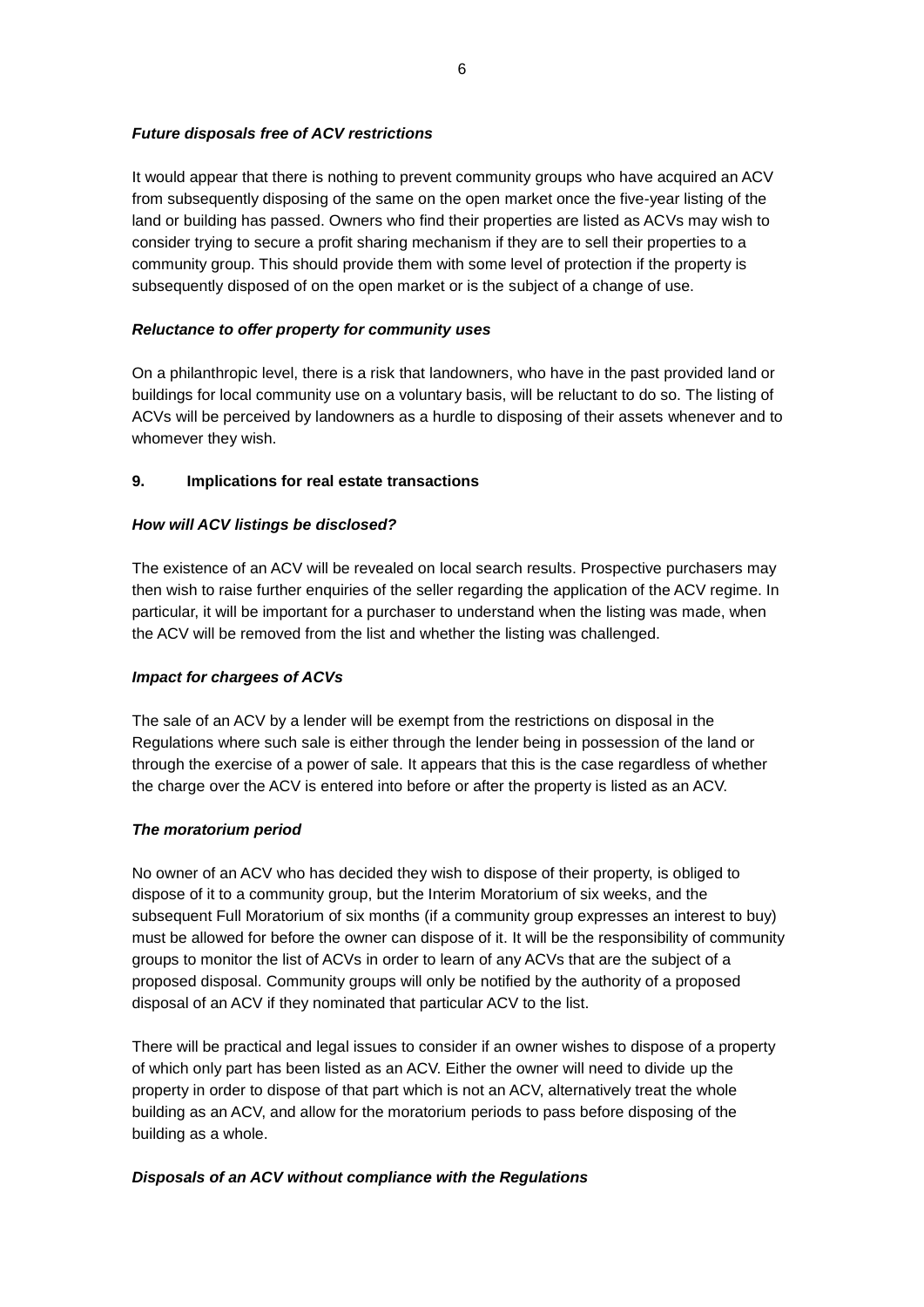***Future disposals free of ACV restrictions***

It would appear that there is nothing to prevent community groups who have acquired an ACV from subsequently disposing of the same on the open market once the five-year listing of the land or building has passed. Owners who find their properties are listed as ACVs may wish to consider trying to secure a profit sharing mechanism if they are to sell their properties to a community group. This should provide them with some level of protection if the property is subsequently disposed of on the open market or is the subject of a change of use.

***Reluctance to offer property for community uses***

On a philanthropic level, there is a risk that landowners, who have in the past provided land or buildings for local community use on a voluntary basis, will be reluctant to do so. The listing of ACVs will be perceived by landowners as a hurdle to disposing of their assets whenever and to whomever they wish.

## 9. Implications for real estate transactions

***How will ACV listings be disclosed?***

The existence of an ACV will be revealed on local search results. Prospective purchasers may then wish to raise further enquiries of the seller regarding the application of the ACV regime. In particular, it will be important for a purchaser to understand when the listing was made, when the ACV will be removed from the list and whether the listing was challenged.

***Impact for chargees of ACVs***

The sale of an ACV by a lender will be exempt from the restrictions on disposal in the Regulations where such sale is either through the lender being in possession of the land or through the exercise of a power of sale. It appears that this is the case regardless of whether the charge over the ACV is entered into before or after the property is listed as an ACV.

***The moratorium period***

No owner of an ACV who has decided they wish to dispose of their property, is obliged to dispose of it to a community group, but the Interim Moratorium of six weeks, and the subsequent Full Moratorium of six months (if a community group expresses an interest to buy) must be allowed for before the owner can dispose of it. It will be the responsibility of community groups to monitor the list of ACVs in order to learn of any ACVs that are the subject of a proposed disposal. Community groups will only be notified by the authority of a proposed disposal of an ACV if they nominated that particular ACV to the list.

There will be practical and legal issues to consider if an owner wishes to dispose of a property of which only part has been listed as an ACV. Either the owner will need to divide up the property in order to dispose of that part which is not an ACV, alternatively treat the whole building as an ACV, and allow for the moratorium periods to pass before disposing of the building as a whole.

***Disposals of an ACV without compliance with the Regulations***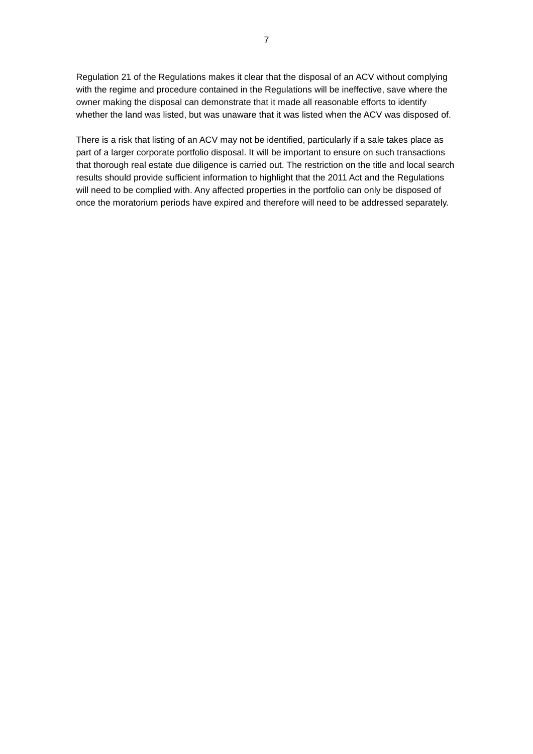Regulation 21 of the Regulations makes it clear that the disposal of an ACV without complying with the regime and procedure contained in the Regulations will be ineffective, save where the owner making the disposal can demonstrate that it made all reasonable efforts to identify whether the land was listed, but was unaware that it was listed when the ACV was disposed of.

There is a risk that listing of an ACV may not be identified, particularly if a sale takes place as part of a larger corporate portfolio disposal. It will be important to ensure on such transactions that thorough real estate due diligence is carried out. The restriction on the title and local search results should provide sufficient information to highlight that the 2011 Act and the Regulations will need to be complied with. Any affected properties in the portfolio can only be disposed of once the moratorium periods have expired and therefore will need to be addressed separately.